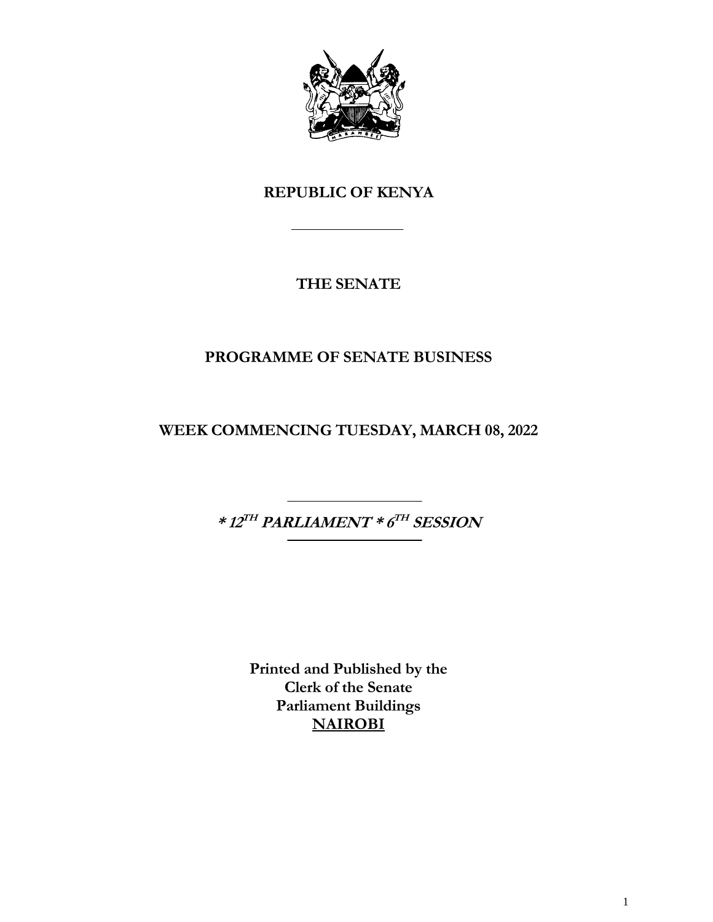# REPUBLIC OF KENYA

---

## THE SENATE

## PROGRAMME OF SENATE BUSINESS

## WEEK COMMENCING TUESDAY, MARCH 08, 2022

---

***\* 12TH PARLIAMENT \* 6TH SESSION***

---

**Printed and Published by the**
**Clerk of the Senate**
**Parliament Buildings**
**NAIROBI**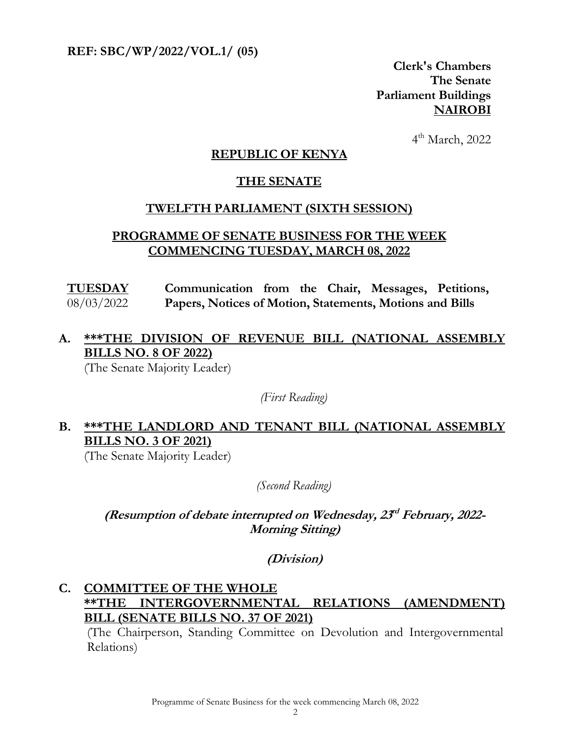**REF: SBC/WP/2022/VOL.1/ (05)**

**Clerk's Chambers**
**The Senate**
**Parliament Buildings**
**NAIROBI**

4th March, 2022

**REPUBLIC OF KENYA**

**THE SENATE**

**TWELFTH PARLIAMENT (SIXTH SESSION)**

**PROGRAMME OF SENATE BUSINESS FOR THE WEEK COMMENCING TUESDAY, MARCH 08, 2022**

**TUESDAY** 08/03/2022 — **Communication from the Chair, Messages, Petitions, Papers, Notices of Motion, Statements, Motions and Bills**

**A. \*\*\*THE DIVISION OF REVENUE BILL (NATIONAL ASSEMBLY BILLS NO. 8 OF 2022)**
(The Senate Majority Leader)

*(First Reading)*

**B. \*\*\*THE LANDLORD AND TENANT BILL (NATIONAL ASSEMBLY BILLS NO. 3 OF 2021)**
(The Senate Majority Leader)

*(Second Reading)*

***(Resumption of debate interrupted on Wednesday, 23rd February, 2022-Morning Sitting)***

***(Division)***

**C. COMMITTEE OF THE WHOLE**
**\*\*THE INTERGOVERNMENTAL RELATIONS (AMENDMENT) BILL (SENATE BILLS NO. 37 OF 2021)**
(The Chairperson, Standing Committee on Devolution and Intergovernmental Relations)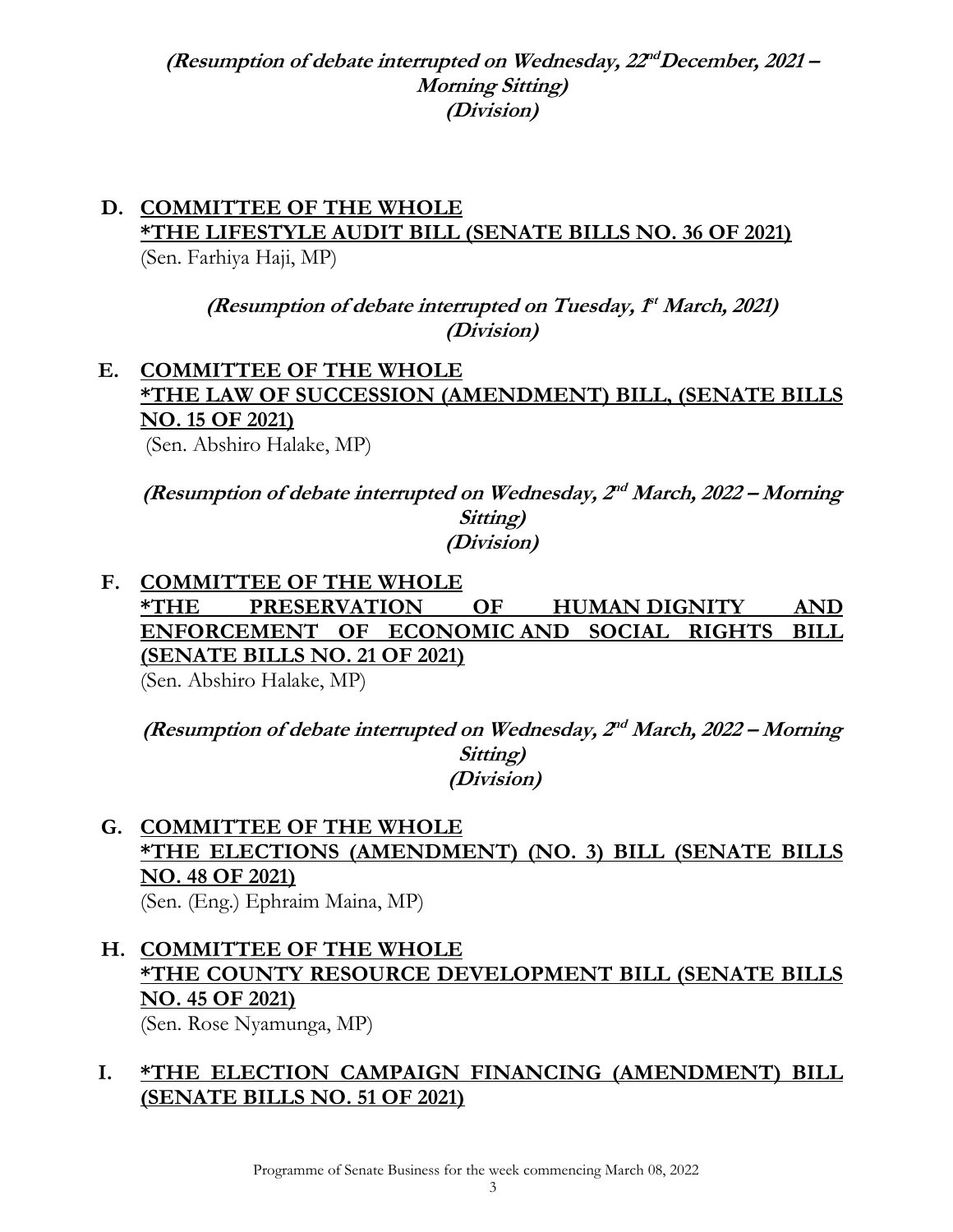***(Resumption of debate interrupted on Wednesday, 22nd December, 2021 – Morning Sitting)***
***(Division)***

**D. COMMITTEE OF THE WHOLE**
**\*THE LIFESTYLE AUDIT BILL (SENATE BILLS NO. 36 OF 2021)**
(Sen. Farhiya Haji, MP)

***(Resumption of debate interrupted on Tuesday, 1st March, 2021)***
***(Division)***

**E. COMMITTEE OF THE WHOLE**
**\*THE LAW OF SUCCESSION (AMENDMENT) BILL, (SENATE BILLS NO. 15 OF 2021)**
(Sen. Abshiro Halake, MP)

***(Resumption of debate interrupted on Wednesday, 2nd March, 2022 – Morning Sitting)***
***(Division)***

**F. COMMITTEE OF THE WHOLE**
**\*THE PRESERVATION OF HUMAN DIGNITY AND ENFORCEMENT OF ECONOMIC AND SOCIAL RIGHTS BILL (SENATE BILLS NO. 21 OF 2021)**
(Sen. Abshiro Halake, MP)

***(Resumption of debate interrupted on Wednesday, 2nd March, 2022 – Morning Sitting)***
***(Division)***

**G. COMMITTEE OF THE WHOLE**
**\*THE ELECTIONS (AMENDMENT) (NO. 3) BILL (SENATE BILLS NO. 48 OF 2021)**
(Sen. (Eng.) Ephraim Maina, MP)

**H. COMMITTEE OF THE WHOLE**
**\*THE COUNTY RESOURCE DEVELOPMENT BILL (SENATE BILLS NO. 45 OF 2021)**
(Sen. Rose Nyamunga, MP)

**I. \*THE ELECTION CAMPAIGN FINANCING (AMENDMENT) BILL (SENATE BILLS NO. 51 OF 2021)**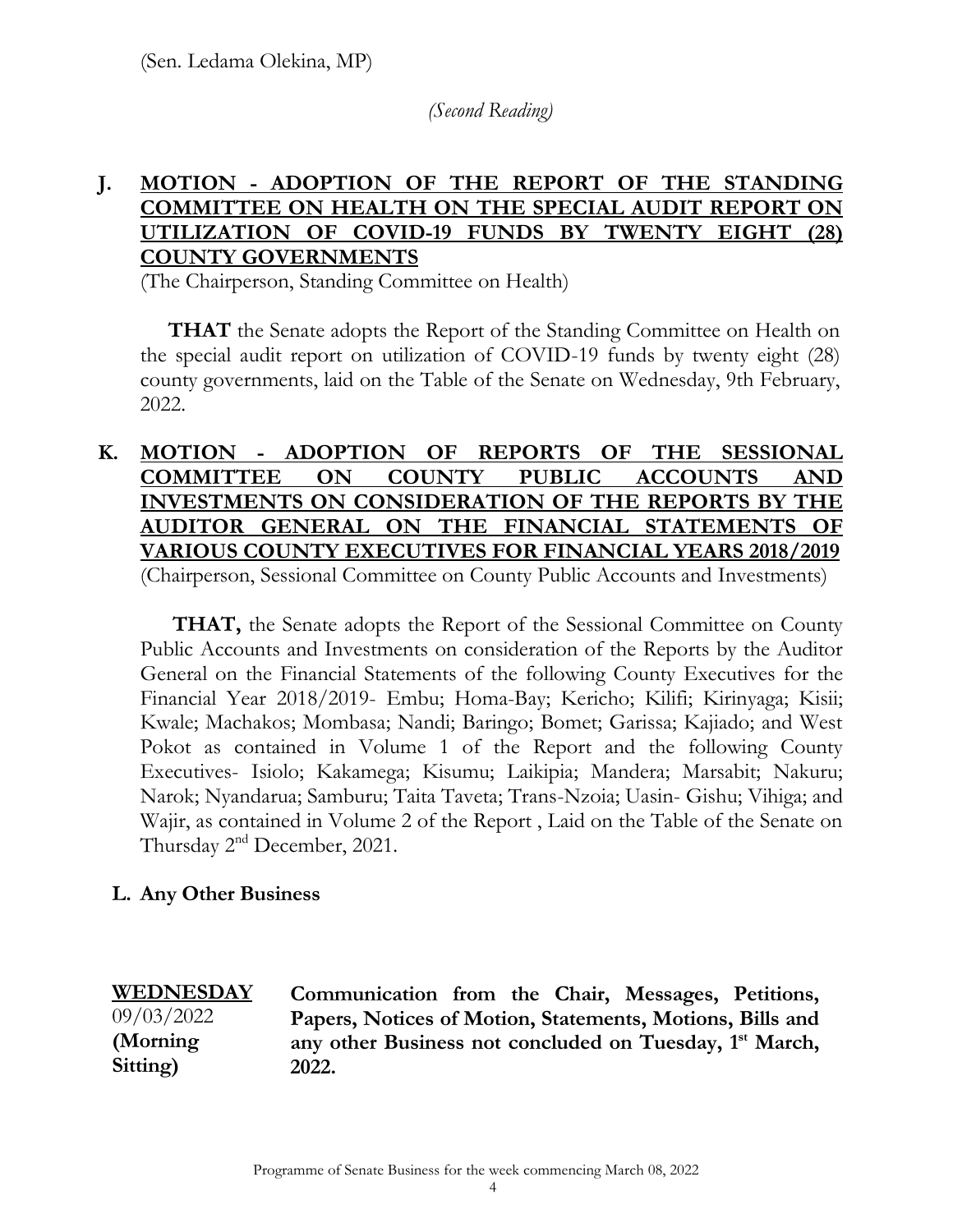(Sen. Ledama Olekina, MP)

*(Second Reading)*

## J. MOTION - ADOPTION OF THE REPORT OF THE STANDING COMMITTEE ON HEALTH ON THE SPECIAL AUDIT REPORT ON UTILIZATION OF COVID-19 FUNDS BY TWENTY EIGHT (28) COUNTY GOVERNMENTS

(The Chairperson, Standing Committee on Health)

**THAT** the Senate adopts the Report of the Standing Committee on Health on the special audit report on utilization of COVID-19 funds by twenty eight (28) county governments, laid on the Table of the Senate on Wednesday, 9th February, 2022.

## K. MOTION - ADOPTION OF REPORTS OF THE SESSIONAL COMMITTEE ON COUNTY PUBLIC ACCOUNTS AND INVESTMENTS ON CONSIDERATION OF THE REPORTS BY THE AUDITOR GENERAL ON THE FINANCIAL STATEMENTS OF VARIOUS COUNTY EXECUTIVES FOR FINANCIAL YEARS 2018/2019

(Chairperson, Sessional Committee on County Public Accounts and Investments)

**THAT,** the Senate adopts the Report of the Sessional Committee on County Public Accounts and Investments on consideration of the Reports by the Auditor General on the Financial Statements of the following County Executives for the Financial Year 2018/2019- Embu; Homa-Bay; Kericho; Kilifi; Kirinyaga; Kisii; Kwale; Machakos; Mombasa; Nandi; Baringo; Bomet; Garissa; Kajiado; and West Pokot as contained in Volume 1 of the Report and the following County Executives- Isiolo; Kakamega; Kisumu; Laikipia; Mandera; Marsabit; Nakuru; Narok; Nyandarua; Samburu; Taita Taveta; Trans-Nzoia; Uasin- Gishu; Vihiga; and Wajir, as contained in Volume 2 of the Report , Laid on the Table of the Senate on Thursday 2nd December, 2021.

## L. Any Other Business

| **WEDNESDAY** 09/03/2022 **(Morning Sitting)** | **Communication from the Chair, Messages, Petitions, Papers, Notices of Motion, Statements, Motions, Bills and any other Business not concluded on Tuesday, 1st March, 2022.** |
|---|---|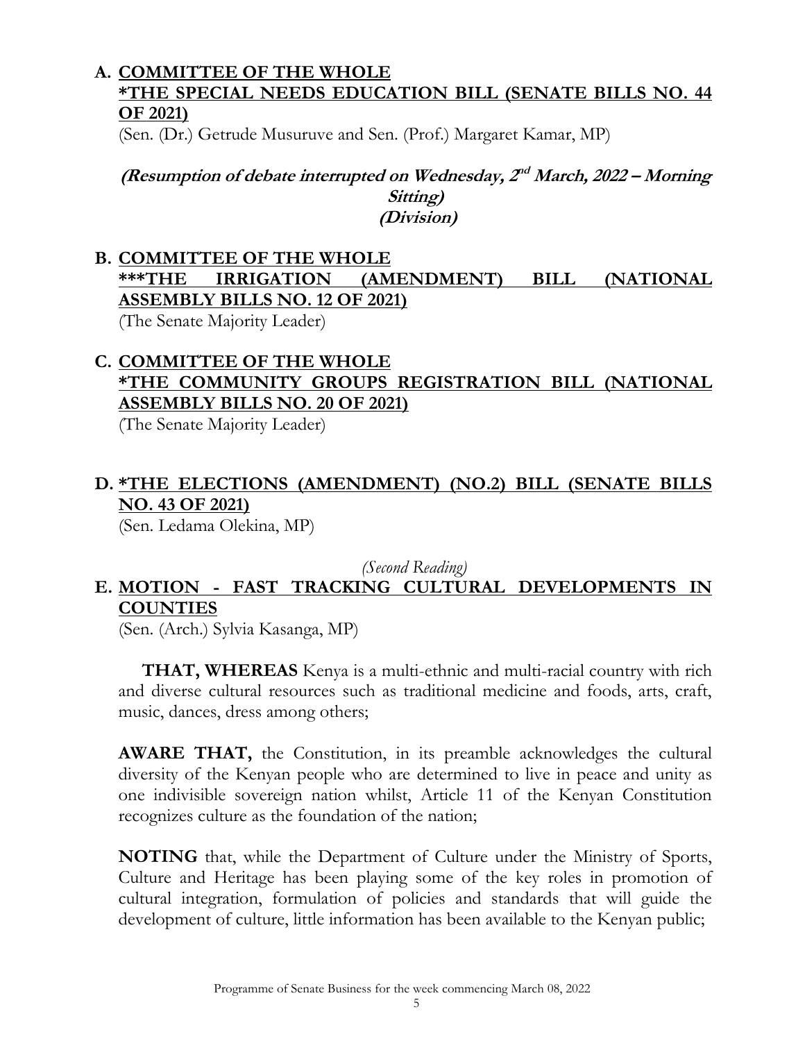**A. COMMITTEE OF THE WHOLE**
**\*THE SPECIAL NEEDS EDUCATION BILL (SENATE BILLS NO. 44 OF 2021)**

(Sen. (Dr.) Getrude Musuruve and Sen. (Prof.) Margaret Kamar, MP)

***(Resumption of debate interrupted on Wednesday, 2nd March, 2022 – Morning Sitting)***
***(Division)***

**B. COMMITTEE OF THE WHOLE**
**\*\*\*THE IRRIGATION (AMENDMENT) BILL (NATIONAL ASSEMBLY BILLS NO. 12 OF 2021)**

(The Senate Majority Leader)

**C. COMMITTEE OF THE WHOLE**
**\*THE COMMUNITY GROUPS REGISTRATION BILL (NATIONAL ASSEMBLY BILLS NO. 20 OF 2021)**

(The Senate Majority Leader)

**D. \*THE ELECTIONS (AMENDMENT) (NO.2) BILL (SENATE BILLS NO. 43 OF 2021)**

(Sen. Ledama Olekina, MP)

*(Second Reading)*

**E. MOTION - FAST TRACKING CULTURAL DEVELOPMENTS IN COUNTIES**

(Sen. (Arch.) Sylvia Kasanga, MP)

**THAT, WHEREAS** Kenya is a multi-ethnic and multi-racial country with rich and diverse cultural resources such as traditional medicine and foods, arts, craft, music, dances, dress among others;

**AWARE THAT,** the Constitution, in its preamble acknowledges the cultural diversity of the Kenyan people who are determined to live in peace and unity as one indivisible sovereign nation whilst, Article 11 of the Kenyan Constitution recognizes culture as the foundation of the nation;

**NOTING** that, while the Department of Culture under the Ministry of Sports, Culture and Heritage has been playing some of the key roles in promotion of cultural integration, formulation of policies and standards that will guide the development of culture, little information has been available to the Kenyan public;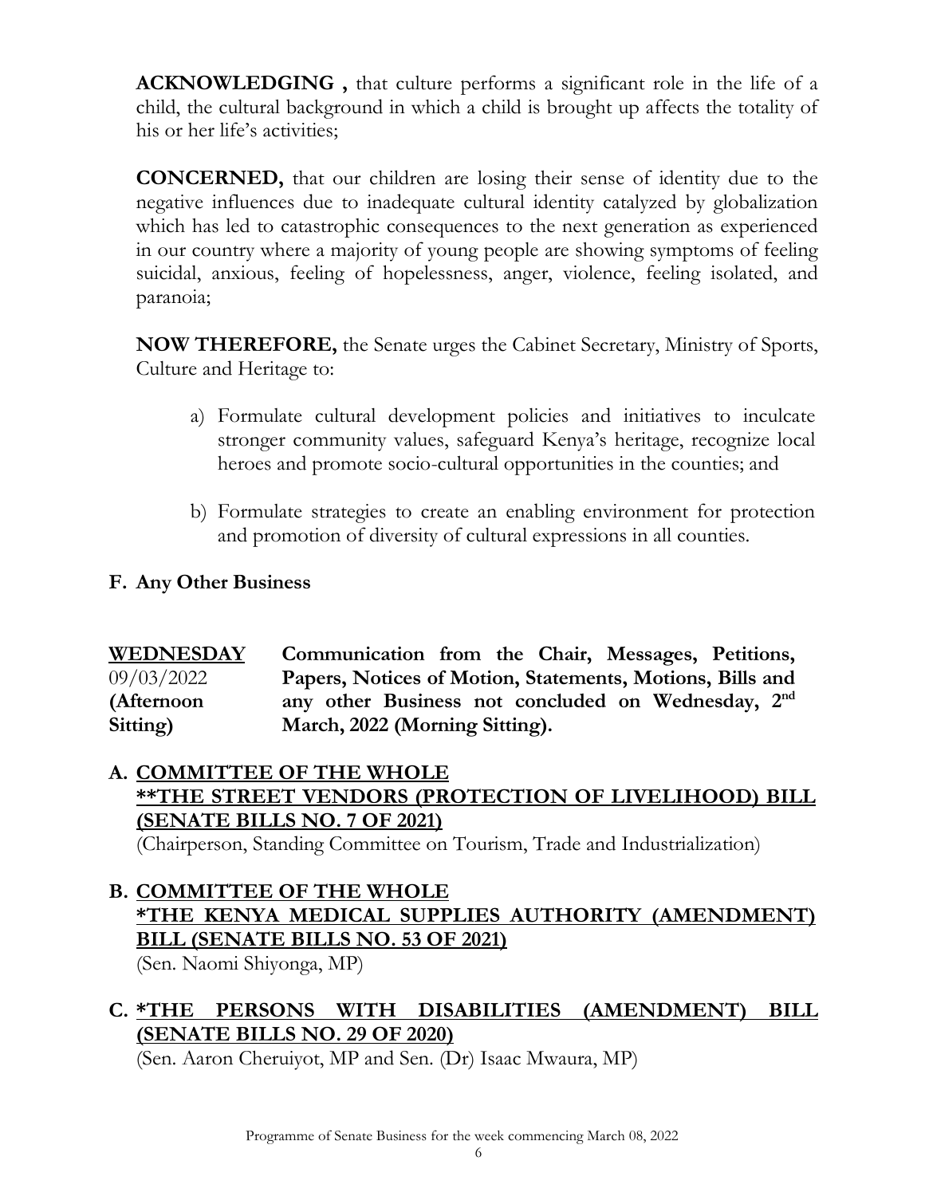**ACKNOWLEDGING ,** that culture performs a significant role in the life of a child, the cultural background in which a child is brought up affects the totality of his or her life's activities;

**CONCERNED,** that our children are losing their sense of identity due to the negative influences due to inadequate cultural identity catalyzed by globalization which has led to catastrophic consequences to the next generation as experienced in our country where a majority of young people are showing symptoms of feeling suicidal, anxious, feeling of hopelessness, anger, violence, feeling isolated, and paranoia;

**NOW THEREFORE,** the Senate urges the Cabinet Secretary, Ministry of Sports, Culture and Heritage to:

a) Formulate cultural development policies and initiatives to inculcate stronger community values, safeguard Kenya's heritage, recognize local heroes and promote socio-cultural opportunities in the counties; and

b) Formulate strategies to create an enabling environment for protection and promotion of diversity of cultural expressions in all counties.

**F. Any Other Business**

| | |
|---|---|
| **WEDNESDAY** 09/03/2022 **(Afternoon Sitting)** | **Communication from the Chair, Messages, Petitions, Papers, Notices of Motion, Statements, Motions, Bills and any other Business not concluded on Wednesday, 2nd March, 2022 (Morning Sitting).** |

**A. COMMITTEE OF THE WHOLE**
**\*\*THE STREET VENDORS (PROTECTION OF LIVELIHOOD) BILL (SENATE BILLS NO. 7 OF 2021)**
(Chairperson, Standing Committee on Tourism, Trade and Industrialization)

**B. COMMITTEE OF THE WHOLE**
**\*THE KENYA MEDICAL SUPPLIES AUTHORITY (AMENDMENT) BILL (SENATE BILLS NO. 53 OF 2021)**
(Sen. Naomi Shiyonga, MP)

**C. \*THE PERSONS WITH DISABILITIES (AMENDMENT) BILL (SENATE BILLS NO. 29 OF 2020)**
(Sen. Aaron Cheruiyot, MP and Sen. (Dr) Isaac Mwaura, MP)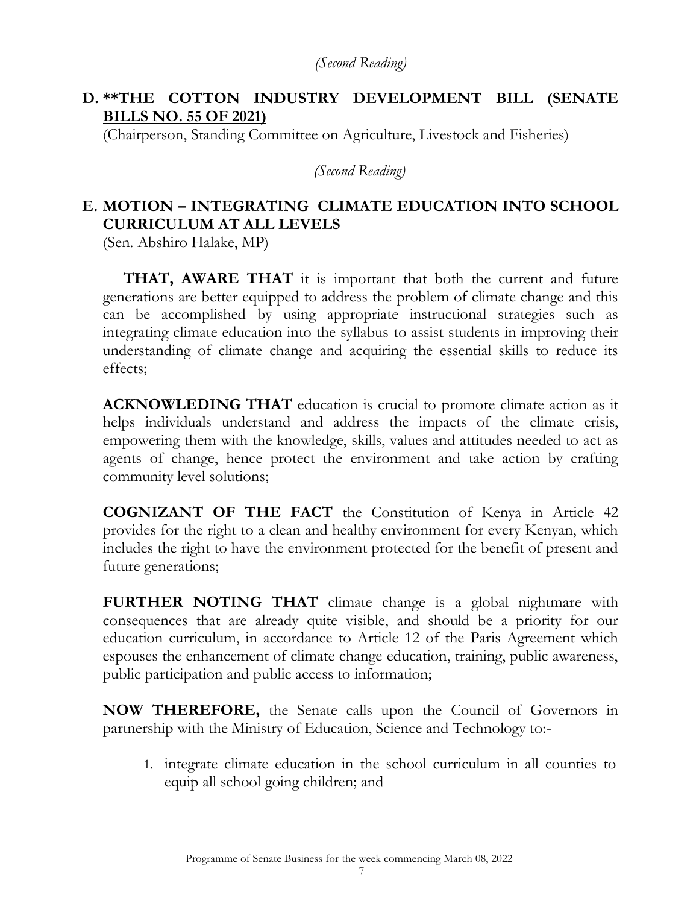*(Second Reading)*

## D. **THE COTTON INDUSTRY DEVELOPMENT BILL (SENATE BILLS NO. 55 OF 2021)

(Chairperson, Standing Committee on Agriculture, Livestock and Fisheries)

*(Second Reading)*

## E. MOTION – INTEGRATING CLIMATE EDUCATION INTO SCHOOL CURRICULUM AT ALL LEVELS

(Sen. Abshiro Halake, MP)

**THAT, AWARE THAT** it is important that both the current and future generations are better equipped to address the problem of climate change and this can be accomplished by using appropriate instructional strategies such as integrating climate education into the syllabus to assist students in improving their understanding of climate change and acquiring the essential skills to reduce its effects;

**ACKNOWLEDING THAT** education is crucial to promote climate action as it helps individuals understand and address the impacts of the climate crisis, empowering them with the knowledge, skills, values and attitudes needed to act as agents of change, hence protect the environment and take action by crafting community level solutions;

**COGNIZANT OF THE FACT** the Constitution of Kenya in Article 42 provides for the right to a clean and healthy environment for every Kenyan, which includes the right to have the environment protected for the benefit of present and future generations;

**FURTHER NOTING THAT** climate change is a global nightmare with consequences that are already quite visible, and should be a priority for our education curriculum, in accordance to Article 12 of the Paris Agreement which espouses the enhancement of climate change education, training, public awareness, public participation and public access to information;

**NOW THEREFORE,** the Senate calls upon the Council of Governors in partnership with the Ministry of Education, Science and Technology to:-

1. integrate climate education in the school curriculum in all counties to equip all school going children; and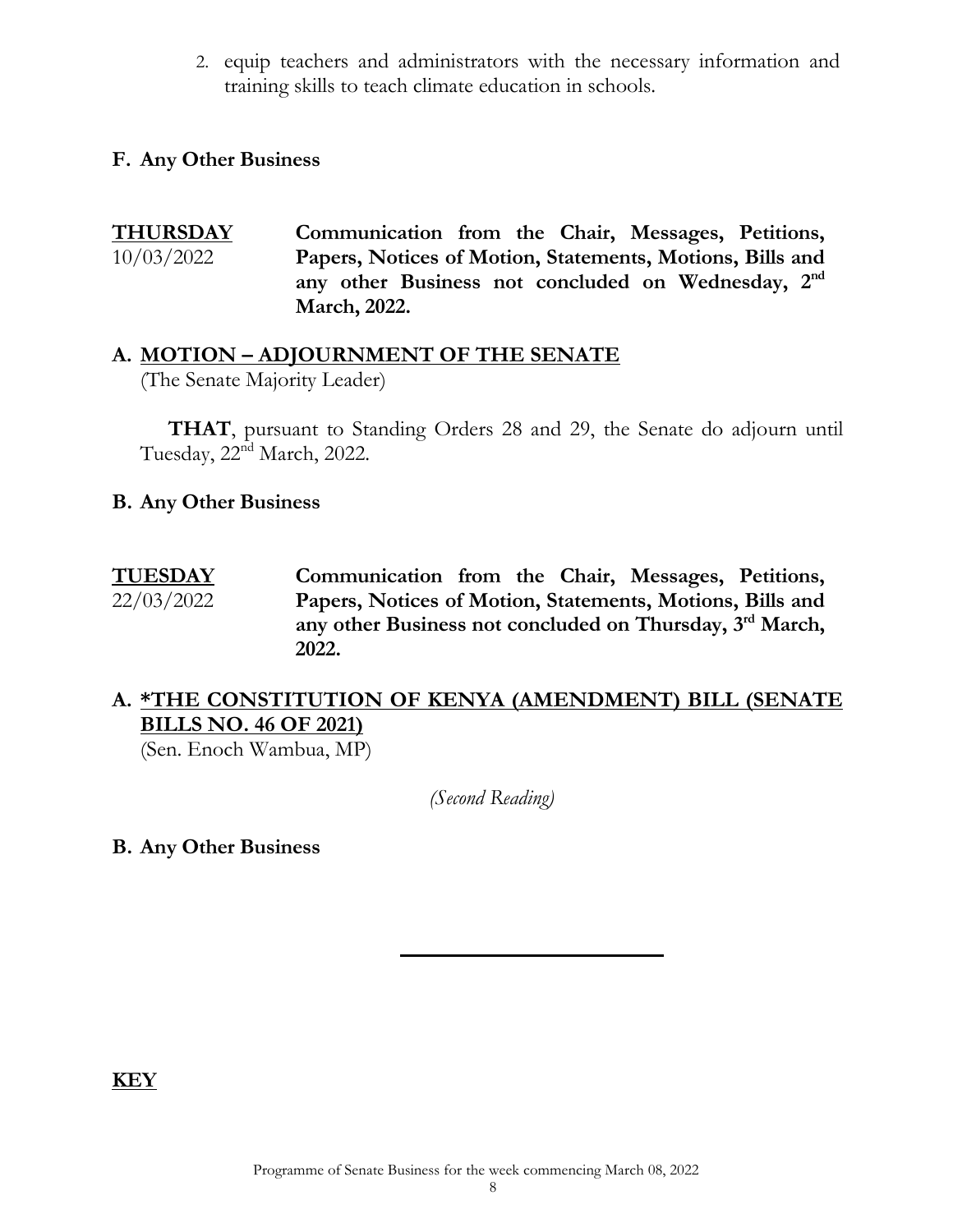2. equip teachers and administrators with the necessary information and training skills to teach climate education in schools.

**F. Any Other Business**

**THURSDAY** 10/03/2022 — **Communication from the Chair, Messages, Petitions, Papers, Notices of Motion, Statements, Motions, Bills and any other Business not concluded on Wednesday, 2nd March, 2022.**

**A. MOTION – ADJOURNMENT OF THE SENATE**
(The Senate Majority Leader)

**THAT**, pursuant to Standing Orders 28 and 29, the Senate do adjourn until Tuesday, 22nd March, 2022.

**B. Any Other Business**

**TUESDAY** 22/03/2022 — **Communication from the Chair, Messages, Petitions, Papers, Notices of Motion, Statements, Motions, Bills and any other Business not concluded on Thursday, 3rd March, 2022.**

**A. *THE CONSTITUTION OF KENYA (AMENDMENT) BILL (SENATE BILLS NO. 46 OF 2021)**
(Sen. Enoch Wambua, MP)

*(Second Reading)*

**B. Any Other Business**

---

**KEY**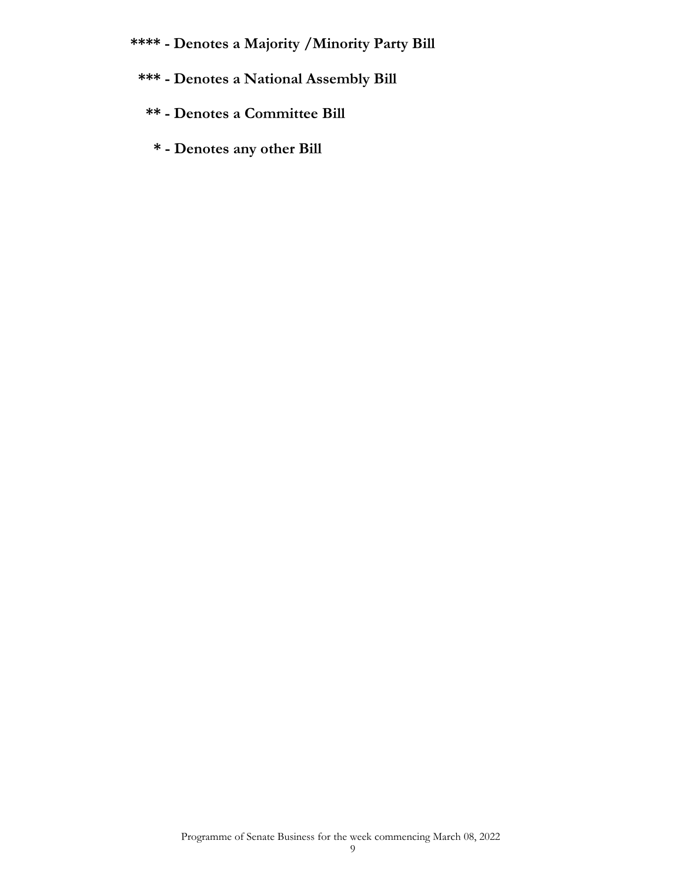**\*\*\*\* - Denotes a Majority /Minority Party Bill**

**\*\*\* - Denotes a National Assembly Bill**

**\*\* - Denotes a Committee Bill**

**\* - Denotes any other Bill**